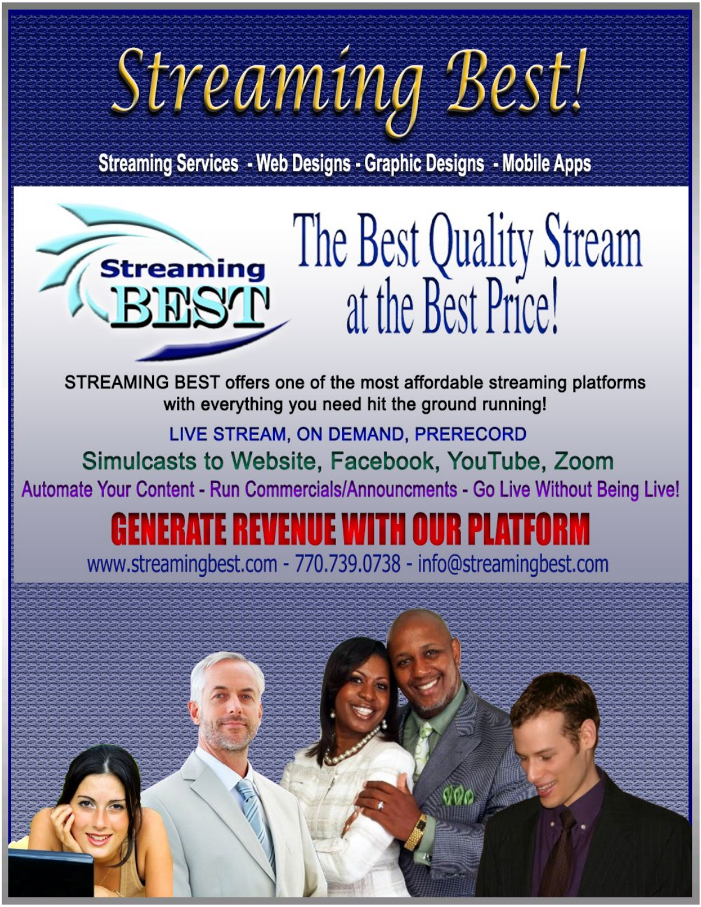# Streaming Best!

**Streaming Services - Web Designs - Graphic Designs - Mobile Apps**

Streaming BEST

## The Best Quality Stream at the Best Price!

STREAMING BEST offers one of the most affordable streaming platforms with everything you need hit the ground running!

LIVE STREAM, ON DEMAND, PRERECORD

Simulcasts to Website, Facebook, YouTube, Zoom

Automate Your Content - Run Commercials/Announcments - Go Live Without Being Live!

**GENERATE REVENUE WITH OUR PLATFORM**

www.streamingbest.com - 770.739.0738 - info@streamingbest.com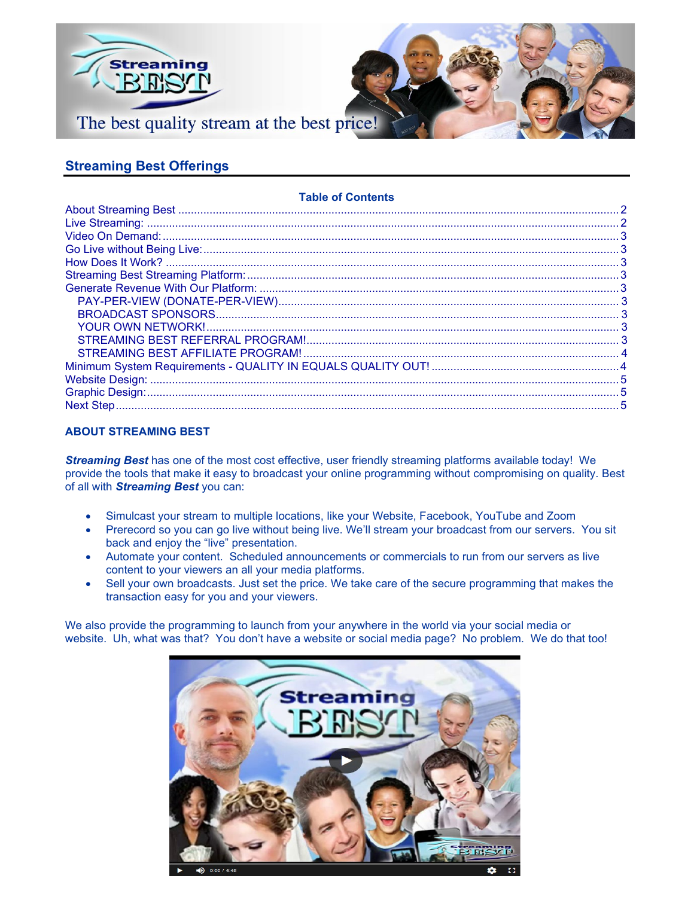## Streaming Best Offerings

**Table of Contents**

| | |
|---|---|
| About Streaming Best | 2 |
| Live Streaming: | 2 |
| Video On Demand: | 3 |
| Go Live without Being Live: | 3 |
| How Does It Work? | 3 |
| Streaming Best Streaming Platform: | 3 |
| Generate Revenue With Our Platform: | 3 |
| PAY-PER-VIEW (DONATE-PER-VIEW) | 3 |
| BROADCAST SPONSORS | 3 |
| YOUR OWN NETWORK! | 3 |
| STREAMING BEST REFERRAL PROGRAM! | 3 |
| STREAMING BEST AFFILIATE PROGRAM! | 4 |
| Minimum System Requirements - QUALITY IN EQUALS QUALITY OUT! | 4 |
| Website Design: | 5 |
| Graphic Design: | 5 |
| Next Step | 5 |

### ABOUT STREAMING BEST

***Streaming Best*** has one of the most cost effective, user friendly streaming platforms available today! We provide the tools that make it easy to broadcast your online programming without compromising on quality. Best of all with ***Streaming Best*** you can:

- Simulcast your stream to multiple locations, like your Website, Facebook, YouTube and Zoom
- Prerecord so you can go live without being live. We'll stream your broadcast from our servers. You sit back and enjoy the "live" presentation.
- Automate your content. Scheduled announcements or commercials to run from our servers as live content to your viewers an all your media platforms.
- Sell your own broadcasts. Just set the price. We take care of the secure programming that makes the transaction easy for you and your viewers.

We also provide the programming to launch from your anywhere in the world via your social media or website. Uh, what was that? You don't have a website or social media page? No problem. We do that too!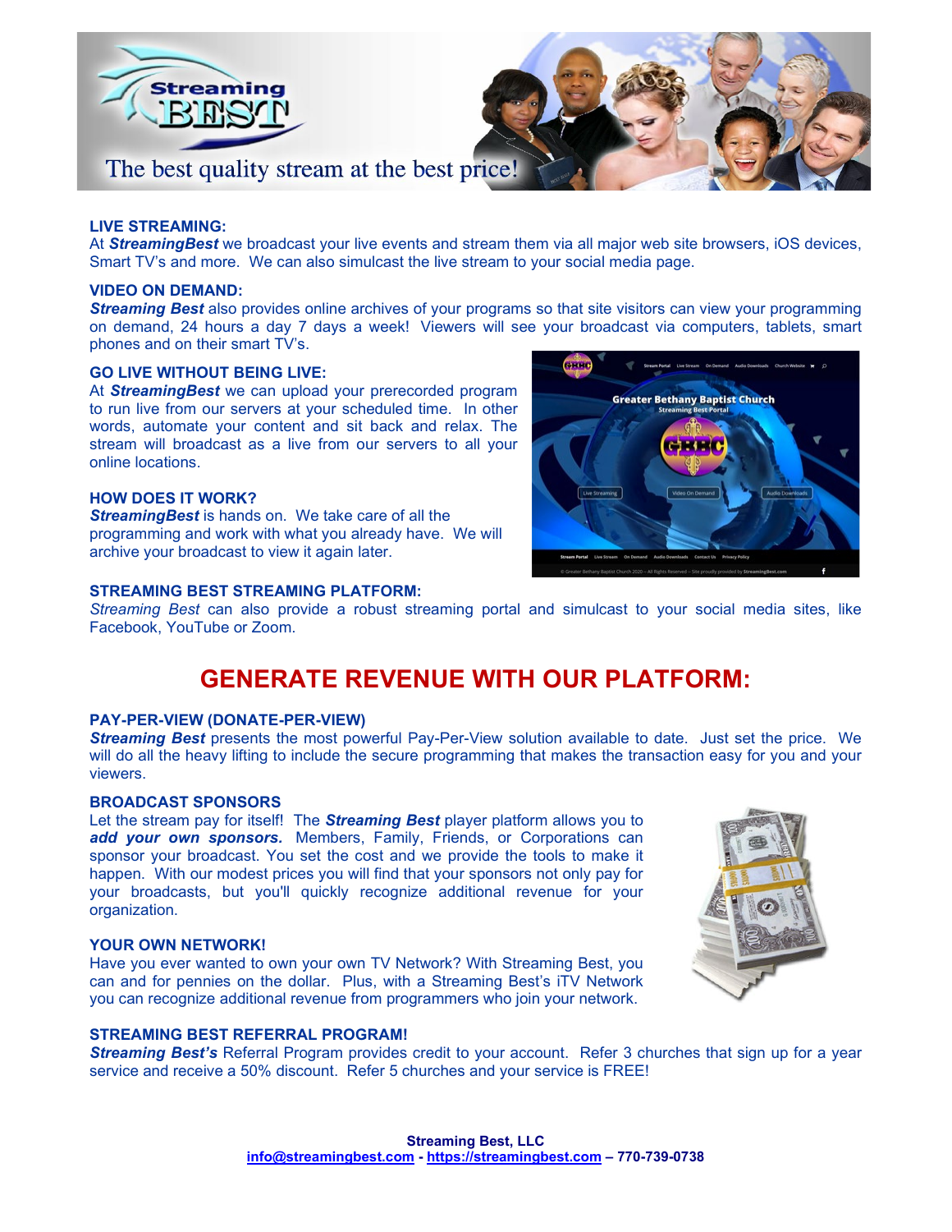The best quality stream at the best price!

**LIVE STREAMING:**
At ***StreamingBest*** we broadcast your live events and stream them via all major web site browsers, iOS devices, Smart TV's and more. We can also simulcast the live stream to your social media page.

**VIDEO ON DEMAND:**
***Streaming Best*** also provides online archives of your programs so that site visitors can view your programming on demand, 24 hours a day 7 days a week! Viewers will see your broadcast via computers, tablets, smart phones and on their smart TV's.

**GO LIVE WITHOUT BEING LIVE:**
At ***StreamingBest*** we can upload your prerecorded program to run live from our servers at your scheduled time. In other words, automate your content and sit back and relax. The stream will broadcast as a live from our servers to all your online locations.

**HOW DOES IT WORK?**
***StreamingBest*** is hands on. We take care of all the programming and work with what you already have. We will archive your broadcast to view it again later.

**STREAMING BEST STREAMING PLATFORM:**
*Streaming Best* can also provide a robust streaming portal and simulcast to your social media sites, like Facebook, YouTube or Zoom.

## GENERATE REVENUE WITH OUR PLATFORM:

**PAY-PER-VIEW (DONATE-PER-VIEW)**
***Streaming Best*** presents the most powerful Pay-Per-View solution available to date. Just set the price. We will do all the heavy lifting to include the secure programming that makes the transaction easy for you and your viewers.

**BROADCAST SPONSORS**
Let the stream pay for itself! The ***Streaming Best*** player platform allows you to ***add your own sponsors.*** Members, Family, Friends, or Corporations can sponsor your broadcast. You set the cost and we provide the tools to make it happen. With our modest prices you will find that your sponsors not only pay for your broadcasts, but you'll quickly recognize additional revenue for your organization.

**YOUR OWN NETWORK!**
Have you ever wanted to own your own TV Network? With Streaming Best, you can and for pennies on the dollar. Plus, with a Streaming Best's iTV Network you can recognize additional revenue from programmers who join your network.

**STREAMING BEST REFERRAL PROGRAM!**
***Streaming Best's*** Referral Program provides credit to your account. Refer 3 churches that sign up for a year service and receive a 50% discount. Refer 5 churches and your service is FREE!

**Streaming Best, LLC**
**info@streamingbest.com - https://streamingbest.com – 770-739-0738**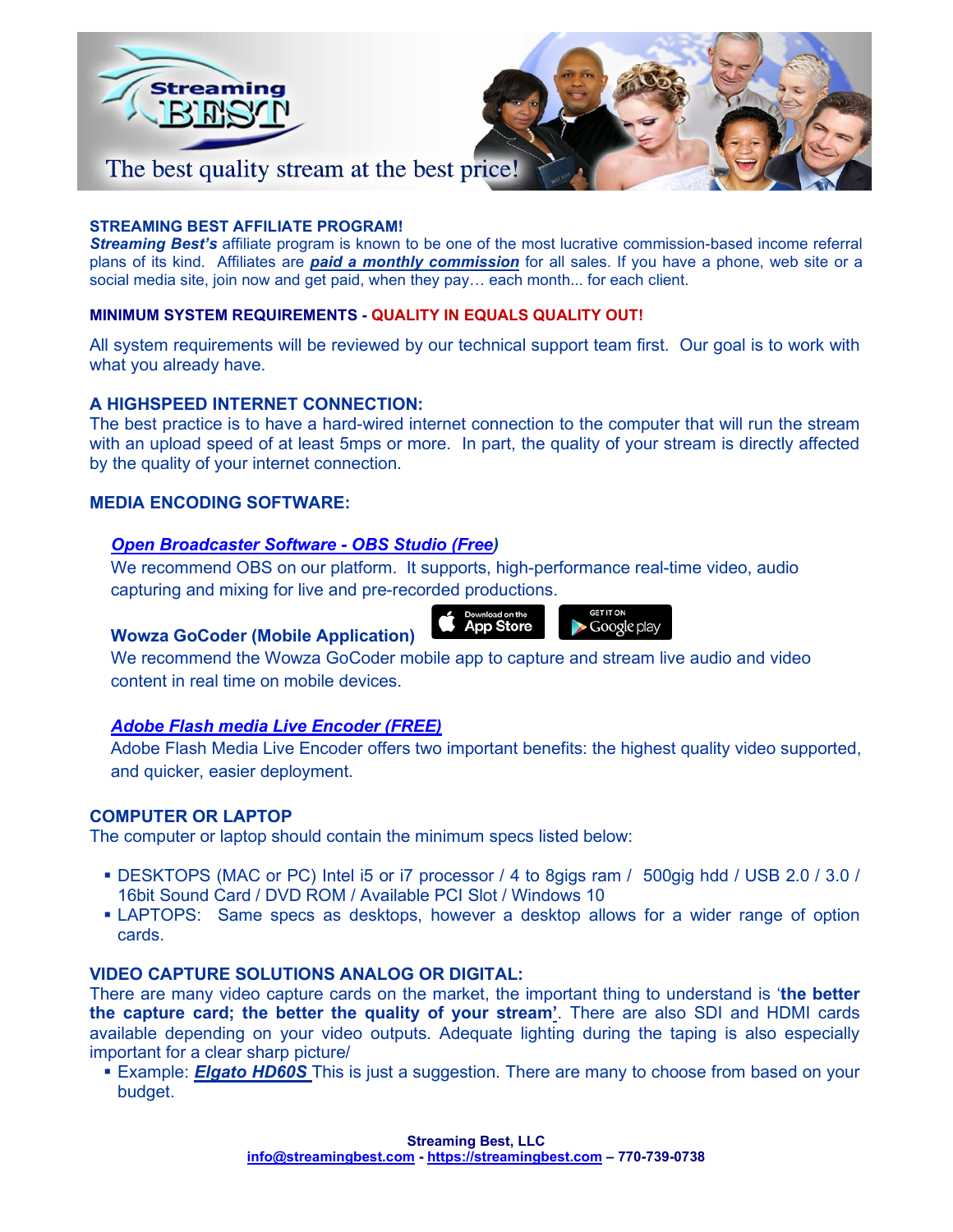**STREAMING BEST AFFILIATE PROGRAM!**
***Streaming Best's*** affiliate program is known to be one of the most lucrative commission-based income referral plans of its kind. Affiliates are ***paid a monthly commission*** for all sales. If you have a phone, web site or a social media site, join now and get paid, when they pay… each month... for each client.

**MINIMUM SYSTEM REQUIREMENTS - QUALITY IN EQUALS QUALITY OUT!**

All system requirements will be reviewed by our technical support team first. Our goal is to work with what you already have.

**A HIGHSPEED INTERNET CONNECTION:**
The best practice is to have a hard-wired internet connection to the computer that will run the stream with an upload speed of at least 5mps or more. In part, the quality of your stream is directly affected by the quality of your internet connection.

**MEDIA ENCODING SOFTWARE:**

***Open Broadcaster Software - OBS Studio (Free)***
We recommend OBS on our platform. It supports, high-performance real-time video, audio capturing and mixing for live and pre-recorded productions.

**Wowza GoCoder (Mobile Application)** Download on the App Store | GET IT ON Google play
We recommend the Wowza GoCoder mobile app to capture and stream live audio and video content in real time on mobile devices.

***Adobe Flash media Live Encoder (FREE)***
Adobe Flash Media Live Encoder offers two important benefits: the highest quality video supported, and quicker, easier deployment.

**COMPUTER OR LAPTOP**
The computer or laptop should contain the minimum specs listed below:

- DESKTOPS (MAC or PC) Intel i5 or i7 processor / 4 to 8gigs ram / 500gig hdd / USB 2.0 / 3.0 / 16bit Sound Card / DVD ROM / Available PCI Slot / Windows 10
- LAPTOPS: Same specs as desktops, however a desktop allows for a wider range of option cards.

**VIDEO CAPTURE SOLUTIONS ANALOG OR DIGITAL:**
There are many video capture cards on the market, the important thing to understand is '**the better the capture card; the better the quality of your stream'**. There are also SDI and HDMI cards available depending on your video outputs. Adequate lighting during the taping is also especially important for a clear sharp picture/

- Example: ***Elgato HD60S*** This is just a suggestion. There are many to choose from based on your budget.

**Streaming Best, LLC**
**info@streamingbest.com - https://streamingbest.com – 770-739-0738**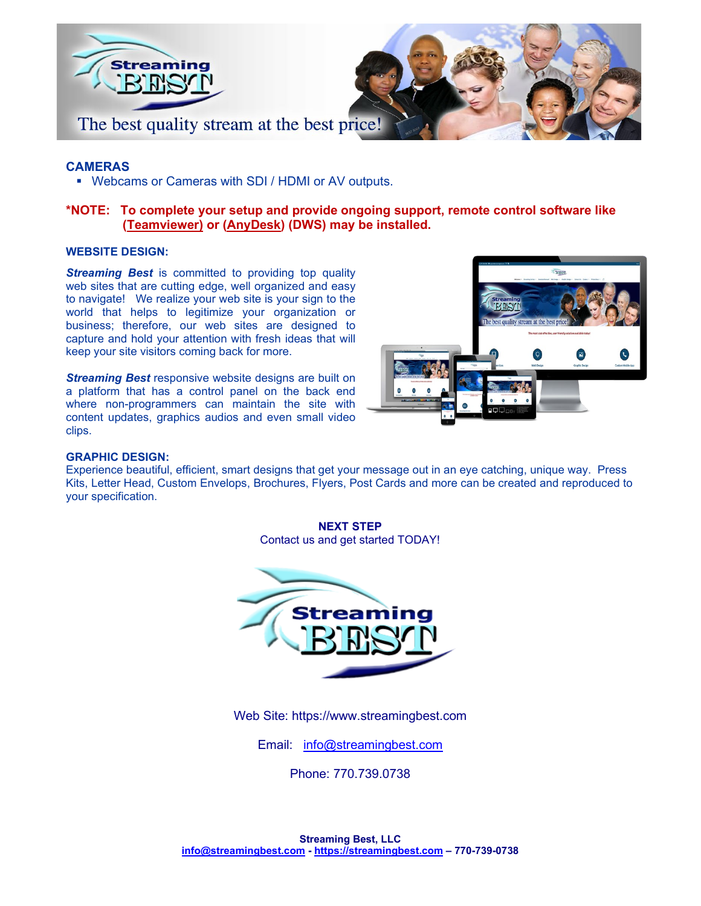## CAMERAS

- Webcams or Cameras with SDI / HDMI or AV outputs.

**\*NOTE: To complete your setup and provide ongoing support, remote control software like (Teamviewer) or (AnyDesk) (DWS) may be installed.**

### WEBSITE DESIGN:

***Streaming Best*** is committed to providing top quality web sites that are cutting edge, well organized and easy to navigate! We realize your web site is your sign to the world that helps to legitimize your organization or business; therefore, our web sites are designed to capture and hold your attention with fresh ideas that will keep your site visitors coming back for more.

***Streaming Best*** responsive website designs are built on a platform that has a control panel on the back end where non-programmers can maintain the site with content updates, graphics audios and even small video clips.

### GRAPHIC DESIGN:

Experience beautiful, efficient, smart designs that get your message out in an eye catching, unique way. Press Kits, Letter Head, Custom Envelops, Brochures, Flyers, Post Cards and more can be created and reproduced to your specification.

**NEXT STEP**

Contact us and get started TODAY!

Web Site: https://www.streamingbest.com

Email: info@streamingbest.com

Phone: 770.739.0738

**Streaming Best, LLC**

**info@streamingbest.com - https://streamingbest.com – 770-739-0738**